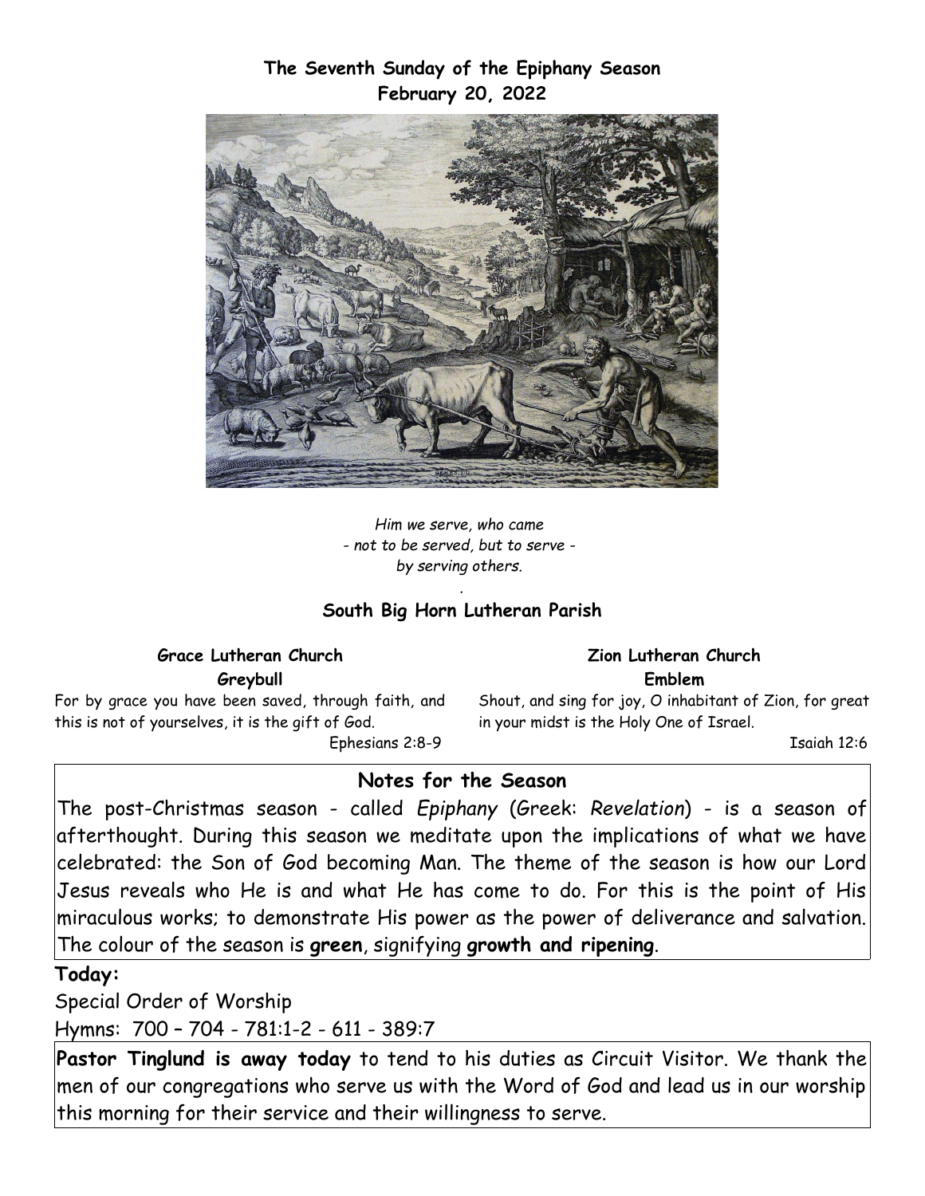**The Seventh Sunday of the Epiphany Season**
**February 20, 2022**

*Him we serve, who came*
*- not to be served, but to serve -*
*by serving others.*

.

**South Big Horn Lutheran Parish**

**Grace Lutheran Church**
**Greybull**

For by grace you have been saved, through faith, and this is not of yourselves, it is the gift of God.

Ephesians 2:8-9

**Zion Lutheran Church**
**Emblem**

Shout, and sing for joy, O inhabitant of Zion, for great in your midst is the Holy One of Israel.

Isaiah 12:6

## Notes for the Season

The post-Christmas season - called *Epiphany* (Greek: *Revelation*) - is a season of afterthought. During this season we meditate upon the implications of what we have celebrated: the Son of God becoming Man. The theme of the season is how our Lord Jesus reveals who He is and what He has come to do. For this is the point of His miraculous works; to demonstrate His power as the power of deliverance and salvation. The colour of the season is **green**, signifying **growth and ripening**.

**Today:**

Special Order of Worship

Hymns: 700 – 704 - 781:1-2 - 611 - 389:7

**Pastor Tinglund is away today** to tend to his duties as Circuit Visitor. We thank the men of our congregations who serve us with the Word of God and lead us in our worship this morning for their service and their willingness to serve.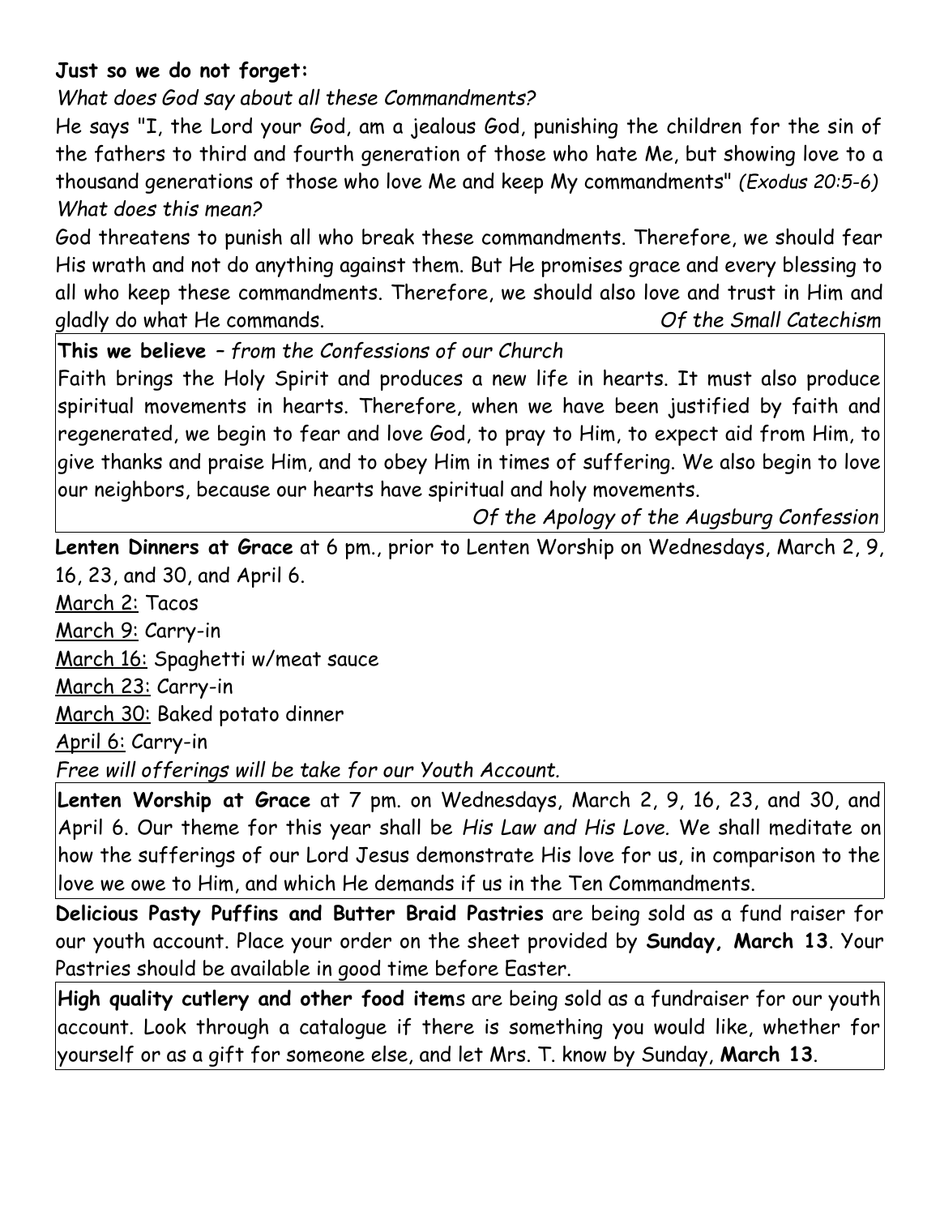**Just so we do not forget:**

*What does God say about all these Commandments?*

He says "I, the Lord your God, am a jealous God, punishing the children for the sin of the fathers to third and fourth generation of those who hate Me, but showing love to a thousand generations of those who love Me and keep My commandments" *(Exodus 20:5-6)*

*What does this mean?*

God threatens to punish all who break these commandments. Therefore, we should fear His wrath and not do anything against them. But He promises grace and every blessing to all who keep these commandments. Therefore, we should also love and trust in Him and gladly do what He commands. *Of the Small Catechism*

**This we believe** – *from the Confessions of our Church*

Faith brings the Holy Spirit and produces a new life in hearts. It must also produce spiritual movements in hearts. Therefore, when we have been justified by faith and regenerated, we begin to fear and love God, to pray to Him, to expect aid from Him, to give thanks and praise Him, and to obey Him in times of suffering. We also begin to love our neighbors, because our hearts have spiritual and holy movements.

*Of the Apology of the Augsburg Confession*

**Lenten Dinners at Grace** at 6 pm., prior to Lenten Worship on Wednesdays, March 2, 9, 16, 23, and 30, and April 6.

<u>March 2:</u> Tacos

<u>March 9</u>: Carry-in

<u>March 16:</u> Spaghetti w/meat sauce

<u>March 23:</u> Carry-in

<u>March 30:</u> Baked potato dinner

<u>April 6</u>: Carry-in

*Free will offerings will be take for our Youth Account.*

**Lenten Worship at Grace** at 7 pm. on Wednesdays, March 2, 9, 16, 23, and 30, and April 6. Our theme for this year shall be *His Law and His Love.* We shall meditate on how the sufferings of our Lord Jesus demonstrate His love for us, in comparison to the love we owe to Him, and which He demands if us in the Ten Commandments.

**Delicious Pasty Puffins and Butter Braid Pastries** are being sold as a fund raiser for our youth account. Place your order on the sheet provided by **Sunday, March 13**. Your Pastries should be available in good time before Easter.

**High quality cutlery and other food item**s are being sold as a fundraiser for our youth account. Look through a catalogue if there is something you would like, whether for yourself or as a gift for someone else, and let Mrs. T. know by Sunday, **March 13**.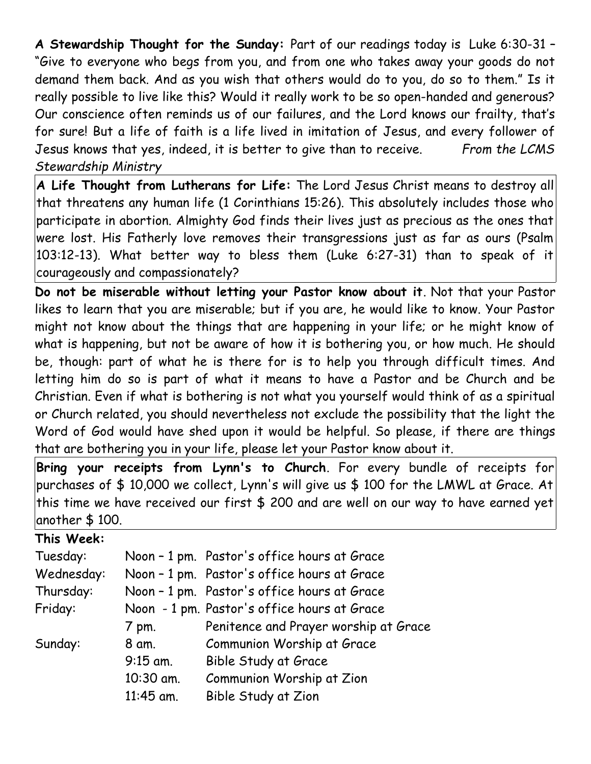**A Stewardship Thought for the Sunday:** Part of our readings today is Luke 6:30-31 – "Give to everyone who begs from you, and from one who takes away your goods do not demand them back. And as you wish that others would do to you, do so to them." Is it really possible to live like this? Would it really work to be so open-handed and generous? Our conscience often reminds us of our failures, and the Lord knows our frailty, that's for sure! But a life of faith is a life lived in imitation of Jesus, and every follower of Jesus knows that yes, indeed, it is better to give than to receive. *From the LCMS Stewardship Ministry*

**A Life Thought from Lutherans for Life:** The Lord Jesus Christ means to destroy all that threatens any human life (1 Corinthians 15:26). This absolutely includes those who participate in abortion. Almighty God finds their lives just as precious as the ones that were lost. His Fatherly love removes their transgressions just as far as ours (Psalm 103:12-13). What better way to bless them (Luke 6:27-31) than to speak of it courageously and compassionately?

**Do not be miserable without letting your Pastor know about it**. Not that your Pastor likes to learn that you are miserable; but if you are, he would like to know. Your Pastor might not know about the things that are happening in your life; or he might know of what is happening, but not be aware of how it is bothering you, or how much. He should be, though: part of what he is there for is to help you through difficult times. And letting him do so is part of what it means to have a Pastor and be Church and be Christian. Even if what is bothering is not what you yourself would think of as a spiritual or Church related, you should nevertheless not exclude the possibility that the light the Word of God would have shed upon it would be helpful. So please, if there are things that are bothering you in your life, please let your Pastor know about it.

**Bring your receipts from Lynn's to Church**. For every bundle of receipts for purchases of $ 10,000 we collect, Lynn's will give us $ 100 for the LMWL at Grace. At this time we have received our first $ 200 and are well on our way to have earned yet another $ 100.

**This Week:**

| | | |
|---|---|---|
| Tuesday: | Noon – 1 pm. | Pastor's office hours at Grace |
| Wednesday: | Noon – 1 pm. | Pastor's office hours at Grace |
| Thursday: | Noon – 1 pm. | Pastor's office hours at Grace |
| Friday: | Noon - 1 pm. | Pastor's office hours at Grace |
| | 7 pm. | Penitence and Prayer worship at Grace |
| Sunday: | 8 am. | Communion Worship at Grace |
| | 9:15 am. | Bible Study at Grace |
| | 10:30 am. | Communion Worship at Zion |
| | 11:45 am. | Bible Study at Zion |